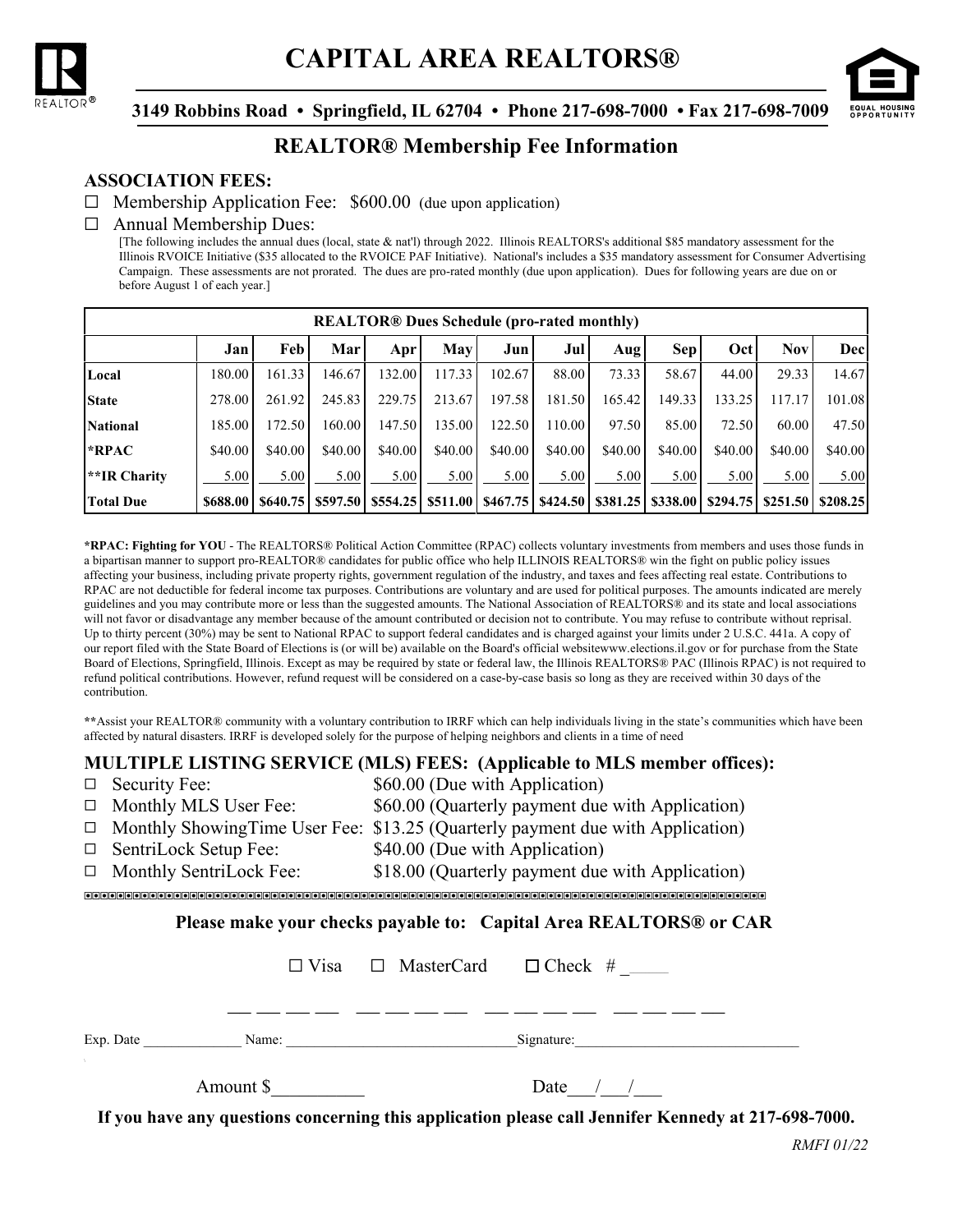# CAPITAL AREA REALTORS®

**3149 Robbins Road • Springfield, IL 62704 • Phone 217-698-7000 • Fax 217-698-7009**

## REALTOR® Membership Fee Information

### ASSOCIATION FEES:

☐ Membership Application Fee: $600.00 (due upon application)

☐ Annual Membership Dues:

[The following includes the annual dues (local, state & nat'l) through 2022. Illinois REALTORS's additional $85 mandatory assessment for the Illinois RVOICE Initiative ($35 allocated to the RVOICE PAF Initiative). National's includes a $35 mandatory assessment for Consumer Advertising Campaign. These assessments are not prorated. The dues are pro-rated monthly (due upon application). Dues for following years are due on or before August 1 of each year.]

| REALTOR® Dues Schedule (pro-rated monthly) | | | | | | | | | | | | |
|---|---|---|---|---|---|---|---|---|---|---|---|---|
| | Jan | Feb | Mar | Apr | May | Jun | Jul | Aug | Sep | Oct | Nov | Dec |
| Local | 180.00 | 161.33 | 146.67 | 132.00 | 117.33 | 102.67 | 88.00 | 73.33 | 58.67 | 44.00 | 29.33 | 14.67 |
| State | 278.00 | 261.92 | 245.83 | 229.75 | 213.67 | 197.58 | 181.50 | 165.42 | 149.33 | 133.25 | 117.17 | 101.08 |
| National | 185.00 | 172.50 | 160.00 | 147.50 | 135.00 | 122.50 | 110.00 | 97.50 | 85.00 | 72.50 | 60.00 | 47.50 |
| *RPAC | $40.00 | $40.00 | $40.00 | $40.00 | $40.00 | $40.00 | $40.00 | $40.00 | $40.00 | $40.00 | $40.00 | $40.00 |
| **IR Charity | 5.00 | 5.00 | 5.00 | 5.00 | 5.00 | 5.00 | 5.00 | 5.00 | 5.00 | 5.00 | 5.00 | 5.00 |
| **Total Due** | **$688.00** | **$640.75** | **$597.50** | **$554.25** | **$511.00** | **$467.75** | **$424.50** | **$381.25** | **$338.00** | **$294.75** | **$251.50** | **$208.25** |

**\*RPAC: Fighting for YOU** - The REALTORS® Political Action Committee (RPAC) collects voluntary investments from members and uses those funds in a bipartisan manner to support pro-REALTOR® candidates for public office who help ILLINOIS REALTORS® win the fight on public policy issues affecting your business, including private property rights, government regulation of the industry, and taxes and fees affecting real estate. Contributions to RPAC are not deductible for federal income tax purposes. Contributions are voluntary and are used for political purposes. The amounts indicated are merely guidelines and you may contribute more or less than the suggested amounts. The National Association of REALTORS® and its state and local associations will not favor or disadvantage any member because of the amount contributed or decision not to contribute. You may refuse to contribute without reprisal. Up to thirty percent (30%) may be sent to National RPAC to support federal candidates and is charged against your limits under 2 U.S.C. 441a. A copy of our report filed with the State Board of Elections is (or will be) available on the Board's official websitewww.elections.il.gov or for purchase from the State Board of Elections, Springfield, Illinois. Except as may be required by state or federal law, the Illinois REALTORS® PAC (Illinois RPAC) is not required to refund political contributions. However, refund request will be considered on a case-by-case basis so long as they are received within 30 days of the contribution.

**\*\***Assist your REALTOR® community with a voluntary contribution to IRRF which can help individuals living in the state's communities which have been affected by natural disasters. IRRF is developed solely for the purpose of helping neighbors and clients in a time of need

### MULTIPLE LISTING SERVICE (MLS) FEES: (Applicable to MLS member offices):

- ☐ Security Fee: $60.00 (Due with Application)
- ☐ Monthly MLS User Fee: $60.00 (Quarterly payment due with Application)
- ☐ Monthly ShowingTime User Fee: $13.25 (Quarterly payment due with Application)
- ☐ SentriLock Setup Fee: $40.00 (Due with Application)
- ☐ Monthly SentriLock Fee: $18.00 (Quarterly payment due with Application)

**Please make your checks payable to: Capital Area REALTORS® or CAR**

☐ Visa ☐ MasterCard ☐ Check # _____

\_\_\_ \_\_\_ \_\_\_ \_\_\_ &nbsp; \_\_\_ \_\_\_ \_\_\_ \_\_\_ &nbsp; \_\_\_ \_\_\_ \_\_\_ \_\_\_ &nbsp; \_\_\_ \_\_\_ \_\_\_ \_\_\_

Exp. Date _____________ Name: _______________________________ Signature: _______________________________

Amount $__________ Date___/___/___

**If you have any questions concerning this application please call Jennifer Kennedy at 217-698-7000.**

*RMFI 01/22*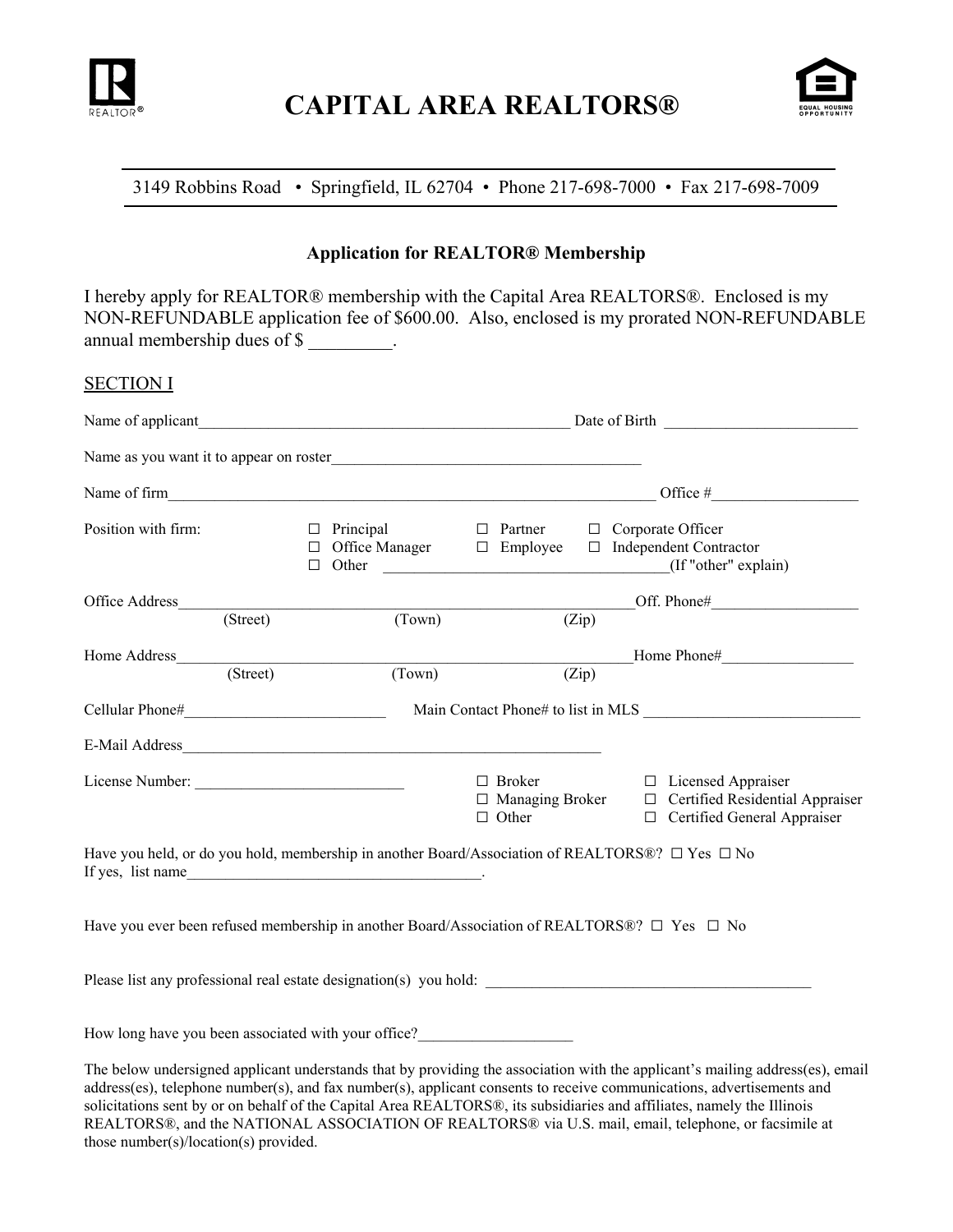# CAPITAL AREA REALTORS®

3149 Robbins Road • Springfield, IL 62704 • Phone 217-698-7000 • Fax 217-698-7009

### Application for REALTOR® Membership

I hereby apply for REALTOR® membership with the Capital Area REALTORS®. Enclosed is my NON-REFUNDABLE application fee of $600.00. Also, enclosed is my prorated NON-REFUNDABLE annual membership dues of $ _________.

## SECTION I

Name of applicant_________________________________________________ Date of Birth _________________________

Name as you want it to appear on roster_________________________________________

Name of firm_________________________________________________________________ Office #___________________

Position with firm:
- ☐ Principal ☐ Partner ☐ Corporate Officer
- ☐ Office Manager ☐ Employee ☐ Independent Contractor
- ☐ Other _____________________________________(If "other" explain)

Office Address_______________________________________________________________Off. Phone#___________________
(Street) (Town) (Zip)

Home Address_______________________________________________________________Home Phone#_________________
(Street) (Town) (Zip)

Cellular Phone#__________________________ Main Contact Phone# to list in MLS ____________________________

E-Mail Address________________________________________________________

License Number: ___________________________
- ☐ Broker ☐ Licensed Appraiser
- ☐ Managing Broker ☐ Certified Residential Appraiser
- ☐ Other ☐ Certified General Appraiser

Have you held, or do you hold, membership in another Board/Association of REALTORS®? ☐ Yes ☐ No
If yes, list name_______________________________________.

Have you ever been refused membership in another Board/Association of REALTORS®? ☐ Yes ☐ No

Please list any professional real estate designation(s) you hold: ____________________________________________

How long have you been associated with your office?____________________

The below undersigned applicant understands that by providing the association with the applicant's mailing address(es), email address(es), telephone number(s), and fax number(s), applicant consents to receive communications, advertisements and solicitations sent by or on behalf of the Capital Area REALTORS®, its subsidiaries and affiliates, namely the Illinois REALTORS®, and the NATIONAL ASSOCIATION OF REALTORS® via U.S. mail, email, telephone, or facsimile at those number(s)/location(s) provided.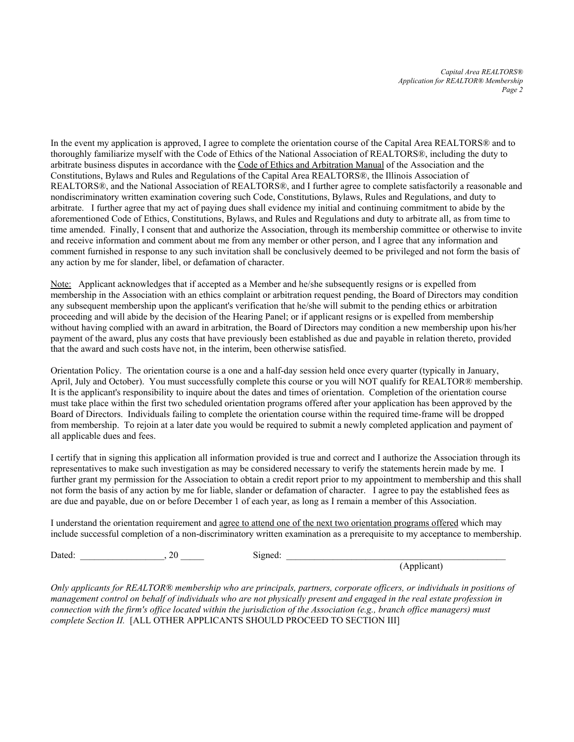In the event my application is approved, I agree to complete the orientation course of the Capital Area REALTORS® and to thoroughly familiarize myself with the Code of Ethics of the National Association of REALTORS®, including the duty to arbitrate business disputes in accordance with the <u>Code of Ethics and Arbitration Manual</u> of the Association and the Constitutions, Bylaws and Rules and Regulations of the Capital Area REALTORS®, the Illinois Association of REALTORS®, and the National Association of REALTORS®, and I further agree to complete satisfactorily a reasonable and nondiscriminatory written examination covering such Code, Constitutions, Bylaws, Rules and Regulations, and duty to arbitrate. I further agree that my act of paying dues shall evidence my initial and continuing commitment to abide by the aforementioned Code of Ethics, Constitutions, Bylaws, and Rules and Regulations and duty to arbitrate all, as from time to time amended. Finally, I consent that and authorize the Association, through its membership committee or otherwise to invite and receive information and comment about me from any member or other person, and I agree that any information and comment furnished in response to any such invitation shall be conclusively deemed to be privileged and not form the basis of any action by me for slander, libel, or defamation of character.

<u>Note:</u> Applicant acknowledges that if accepted as a Member and he/she subsequently resigns or is expelled from membership in the Association with an ethics complaint or arbitration request pending, the Board of Directors may condition any subsequent membership upon the applicant's verification that he/she will submit to the pending ethics or arbitration proceeding and will abide by the decision of the Hearing Panel; or if applicant resigns or is expelled from membership without having complied with an award in arbitration, the Board of Directors may condition a new membership upon his/her payment of the award, plus any costs that have previously been established as due and payable in relation thereto, provided that the award and such costs have not, in the interim, been otherwise satisfied.

Orientation Policy. The orientation course is a one and a half-day session held once every quarter (typically in January, April, July and October). You must successfully complete this course or you will NOT qualify for REALTOR® membership. It is the applicant's responsibility to inquire about the dates and times of orientation. Completion of the orientation course must take place within the first two scheduled orientation programs offered after your application has been approved by the Board of Directors. Individuals failing to complete the orientation course within the required time-frame will be dropped from membership. To rejoin at a later date you would be required to submit a newly completed application and payment of all applicable dues and fees.

I certify that in signing this application all information provided is true and correct and I authorize the Association through its representatives to make such investigation as may be considered necessary to verify the statements herein made by me. I further grant my permission for the Association to obtain a credit report prior to my appointment to membership and this shall not form the basis of any action by me for liable, slander or defamation of character. I agree to pay the established fees as are due and payable, due on or before December 1 of each year, as long as I remain a member of this Association.

I understand the orientation requirement and <u>agree to attend one of the next two orientation programs offered</u> which may include successful completion of a non-discriminatory written examination as a prerequisite to my acceptance to membership.

Dated: __________________, 20 _____ Signed: ________________________________________________
(Applicant)

*Only applicants for REALTOR® membership who are principals, partners, corporate officers, or individuals in positions of management control on behalf of individuals who are not physically present and engaged in the real estate profession in connection with the firm's office located within the jurisdiction of the Association (e.g., branch office managers) must complete Section II.* [ALL OTHER APPLICANTS SHOULD PROCEED TO SECTION III]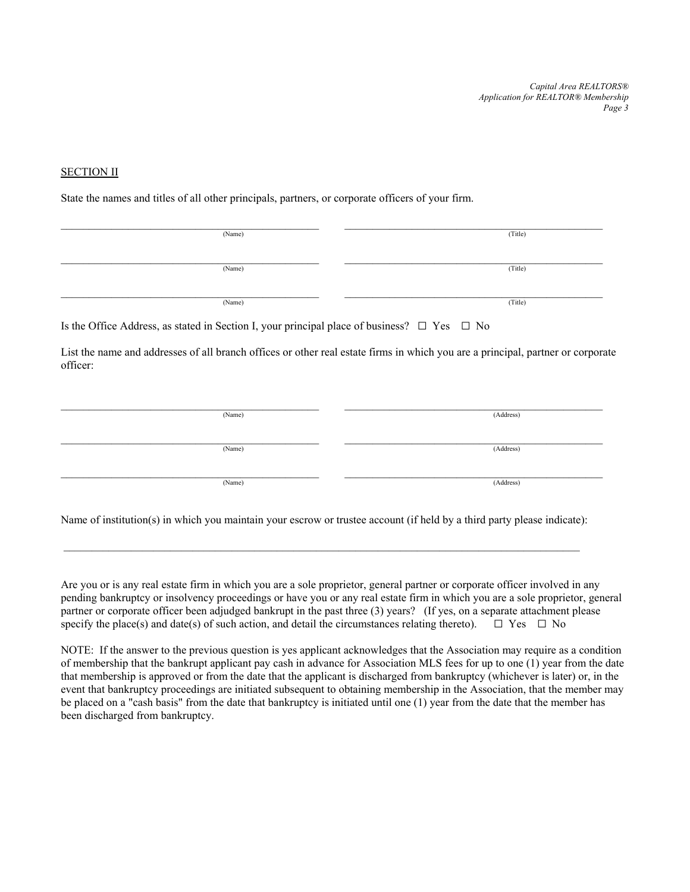SECTION II

State the names and titles of all other principals, partners, or corporate officers of your firm.

| (Name) | (Title) |
| --- | --- |
| | |
| | |
| | |

Is the Office Address, as stated in Section I, your principal place of business? ☐ Yes ☐ No

List the name and addresses of all branch offices or other real estate firms in which you are a principal, partner or corporate officer:

| (Name) | (Address) |
| --- | --- |
| | |
| | |
| | |

Name of institution(s) in which you maintain your escrow or trustee account (if held by a third party please indicate):

______________________________________________________________________________________

Are you or is any real estate firm in which you are a sole proprietor, general partner or corporate officer involved in any pending bankruptcy or insolvency proceedings or have you or any real estate firm in which you are a sole proprietor, general partner or corporate officer been adjudged bankrupt in the past three (3) years? (If yes, on a separate attachment please specify the place(s) and date(s) of such action, and detail the circumstances relating thereto). ☐ Yes ☐ No

NOTE: If the answer to the previous question is yes applicant acknowledges that the Association may require as a condition of membership that the bankrupt applicant pay cash in advance for Association MLS fees for up to one (1) year from the date that membership is approved or from the date that the applicant is discharged from bankruptcy (whichever is later) or, in the event that bankruptcy proceedings are initiated subsequent to obtaining membership in the Association, that the member may be placed on a "cash basis" from the date that bankruptcy is initiated until one (1) year from the date that the member has been discharged from bankruptcy.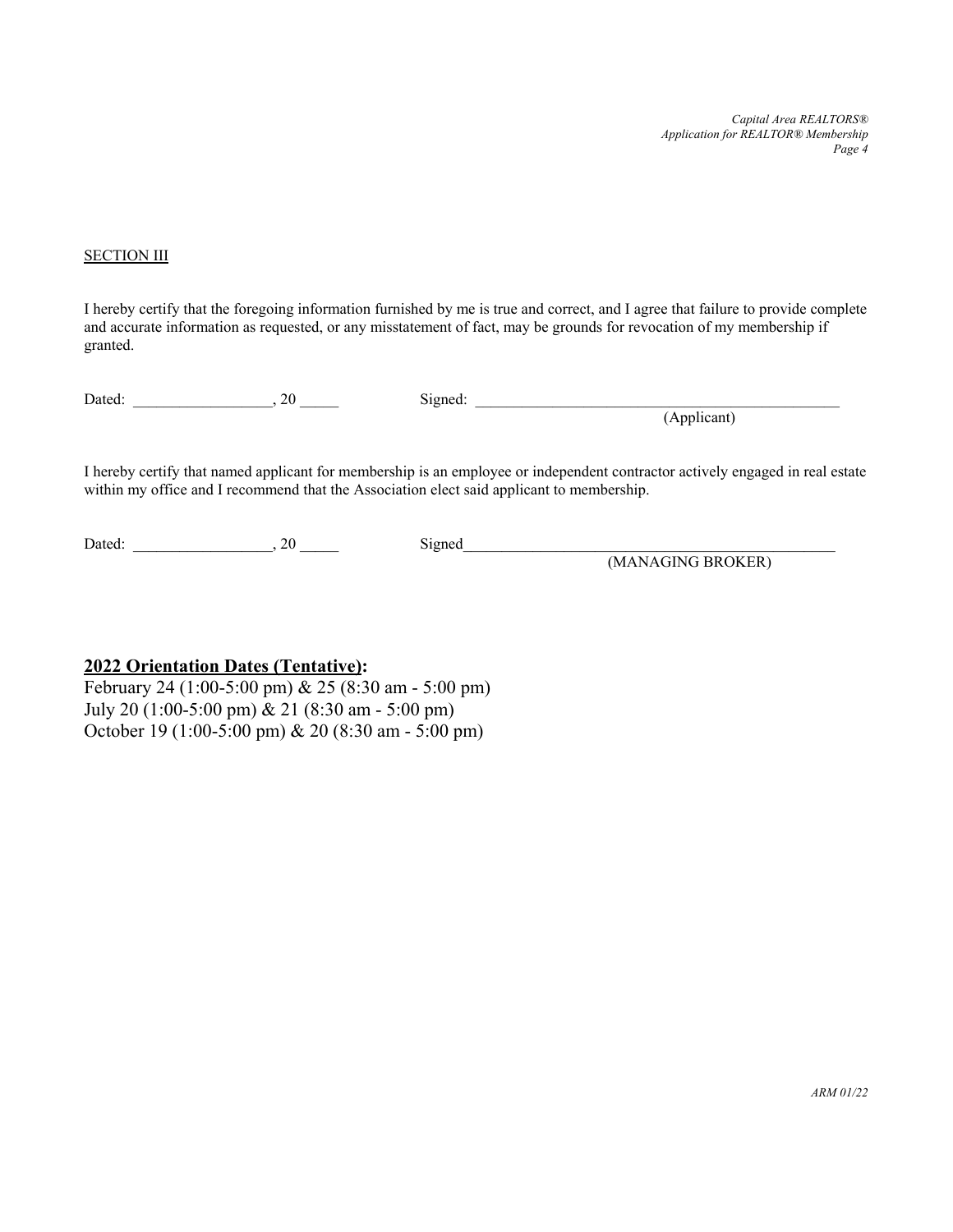SECTION III

I hereby certify that the foregoing information furnished by me is true and correct, and I agree that failure to provide complete and accurate information as requested, or any misstatement of fact, may be grounds for revocation of my membership if granted.

Dated: __________________, 20 _____ Signed: __________________________________________________
(Applicant)

I hereby certify that named applicant for membership is an employee or independent contractor actively engaged in real estate within my office and I recommend that the Association elect said applicant to membership.

Dated: __________________, 20 _____ Signed__________________________________________________
(MANAGING BROKER)

**2022 Orientation Dates (Tentative):**

February 24 (1:00-5:00 pm) & 25 (8:30 am - 5:00 pm)
July 20 (1:00-5:00 pm) & 21 (8:30 am - 5:00 pm)
October 19 (1:00-5:00 pm) & 20 (8:30 am - 5:00 pm)

*ARM 01/22*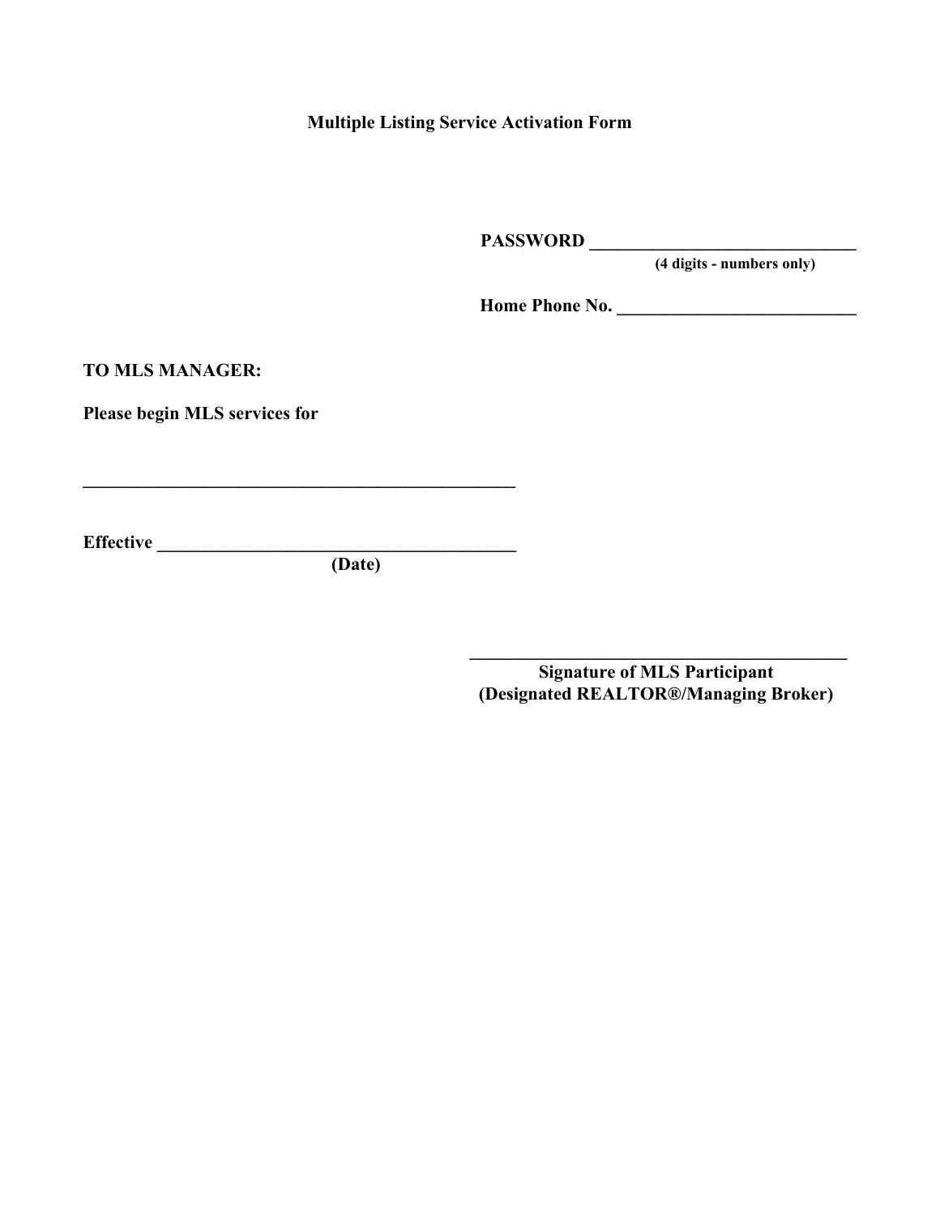**Multiple Listing Service Activation Form**

**PASSWORD ______________________________**
**(4 digits - numbers only)**

**Home Phone No. __________________________**

**TO MLS MANAGER:**

**Please begin MLS services for**

**_______________________________________________**

**Effective ________________________________________**
**(Date)**

**__________________________________________**
**Signature of MLS Participant**
**(Designated REALTOR®/Managing Broker)**